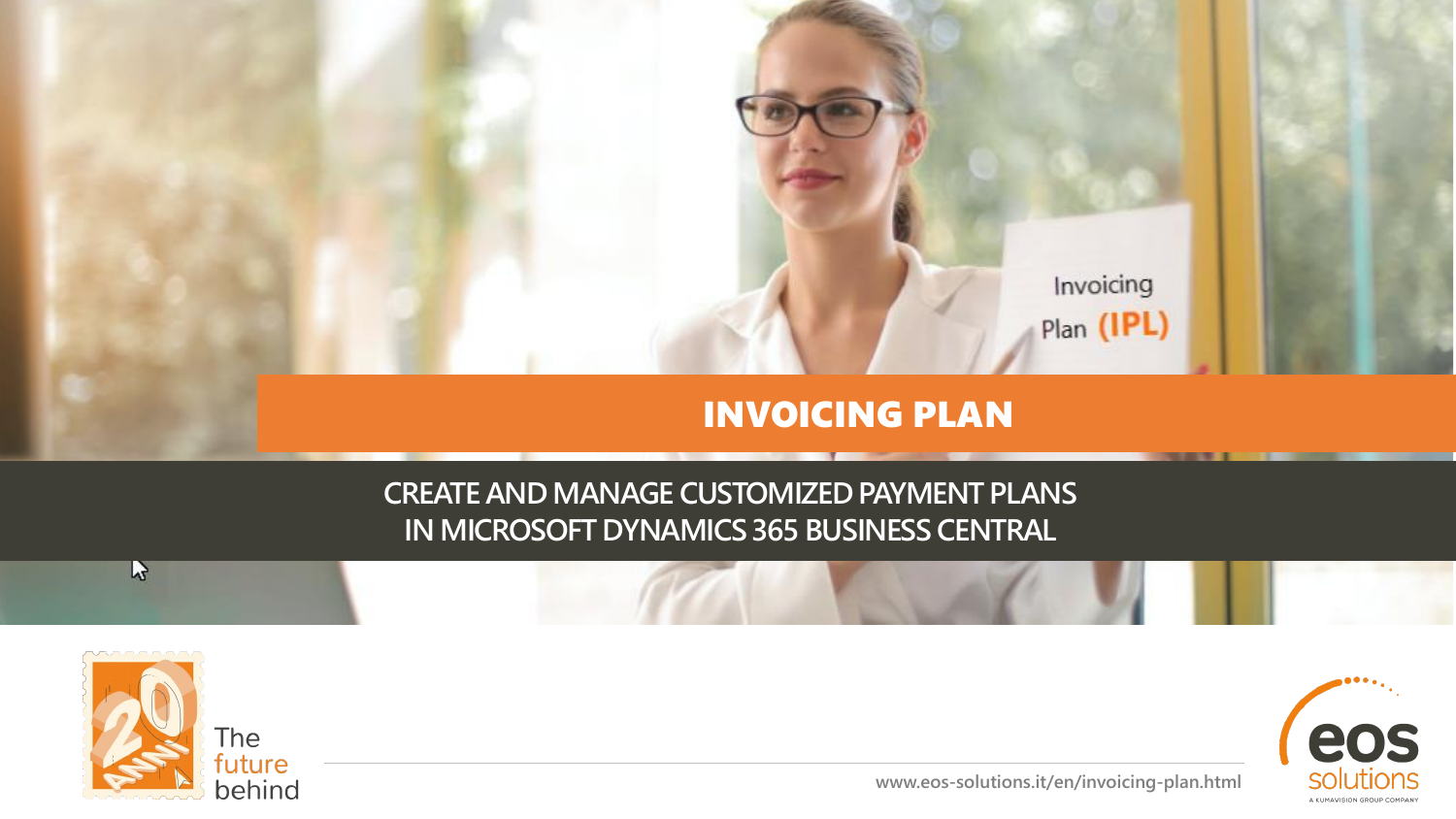# INVOICING PLAN

## CREATE AND MANAGE CUSTOMIZED PAYMENT PLANS IN MICROSOFT DYNAMICS 365 BUSINESS CENTRAL

The future behind

www.eos-solutions.it/en/invoicing-plan.html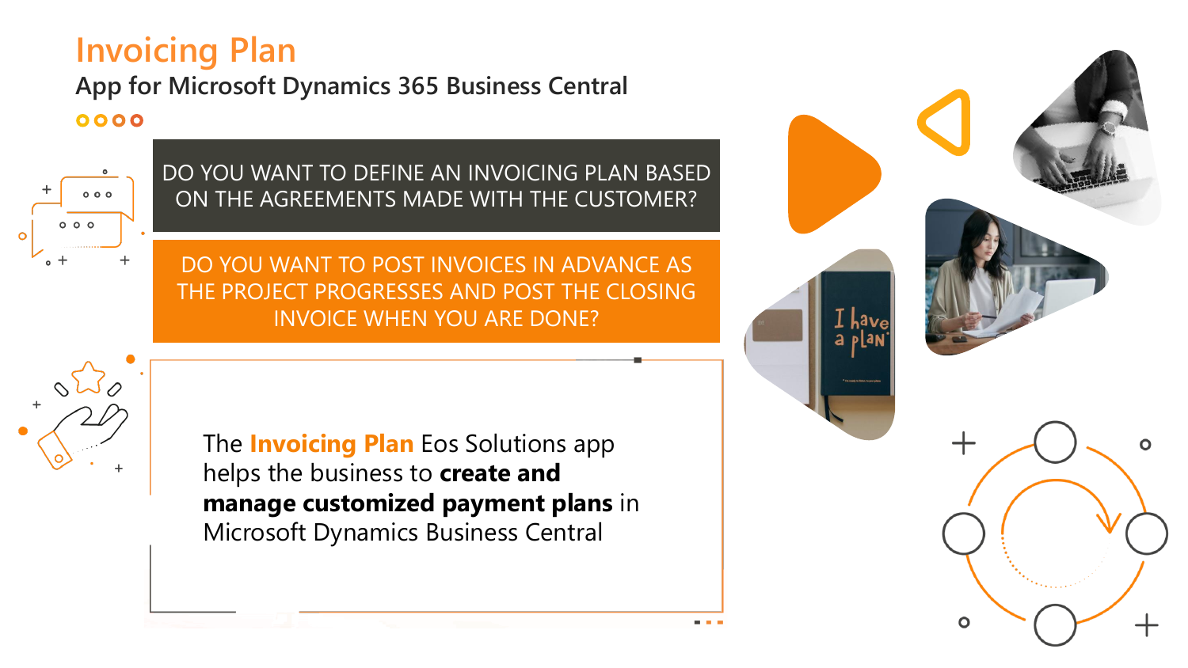# Invoicing Plan

## App for Microsoft Dynamics 365 Business Central

DO YOU WANT TO DEFINE AN INVOICING PLAN BASED ON THE AGREEMENTS MADE WITH THE CUSTOMER?

DO YOU WANT TO POST INVOICES IN ADVANCE AS THE PROJECT PROGRESSES AND POST THE CLOSING INVOICE WHEN YOU ARE DONE?

The **Invoicing Plan** Eos Solutions app helps the business to **create and manage customized payment plans** in Microsoft Dynamics Business Central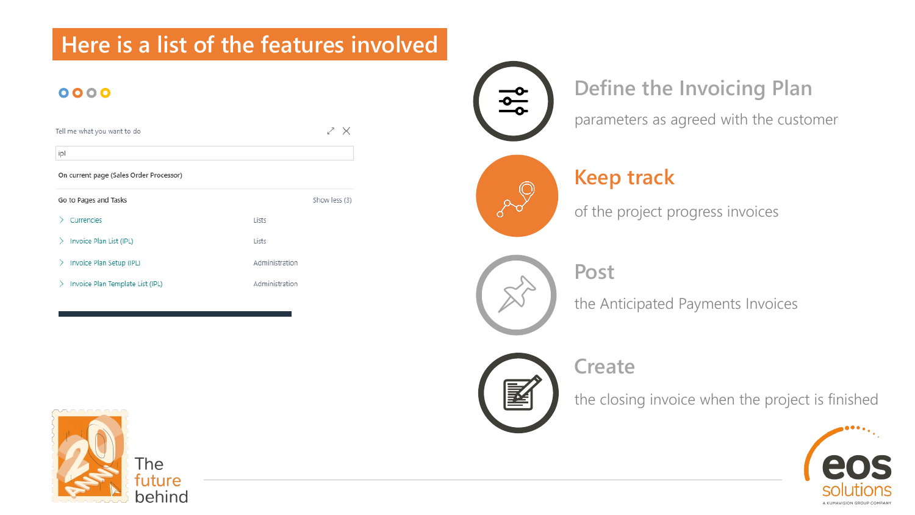# Here is a list of the features involved

Tell me what you want to do

ipl

On current page (Sales Order Processor)

Go to Pages and Tasks — Show less (3)

| Page | Category |
|---|---|
| Currencies | Lists |
| Invoice Plan List (IPL) | Lists |
| Invoice Plan Setup (IPL) | Administration |
| Invoice Plan Template List (IPL) | Administration |

## Define the Invoicing Plan

parameters as agreed with the customer

## Keep track

of the project progress invoices

## Post

the Anticipated Payments Invoices

## Create

the closing invoice when the project is finished

The future behind

eos solutions
A KUMAVISION GROUP COMPANY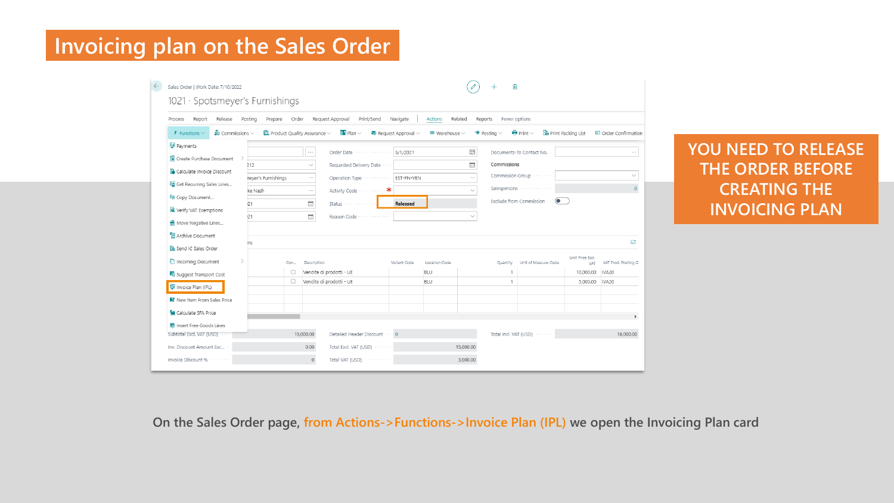# Invoicing plan on the Sales Order

**YOU NEED TO RELEASE THE ORDER BEFORE CREATING THE INVOICING PLAN**

On the Sales Order page, from Actions->Functions->Invoice Plan (IPL) we open the Invoicing Plan card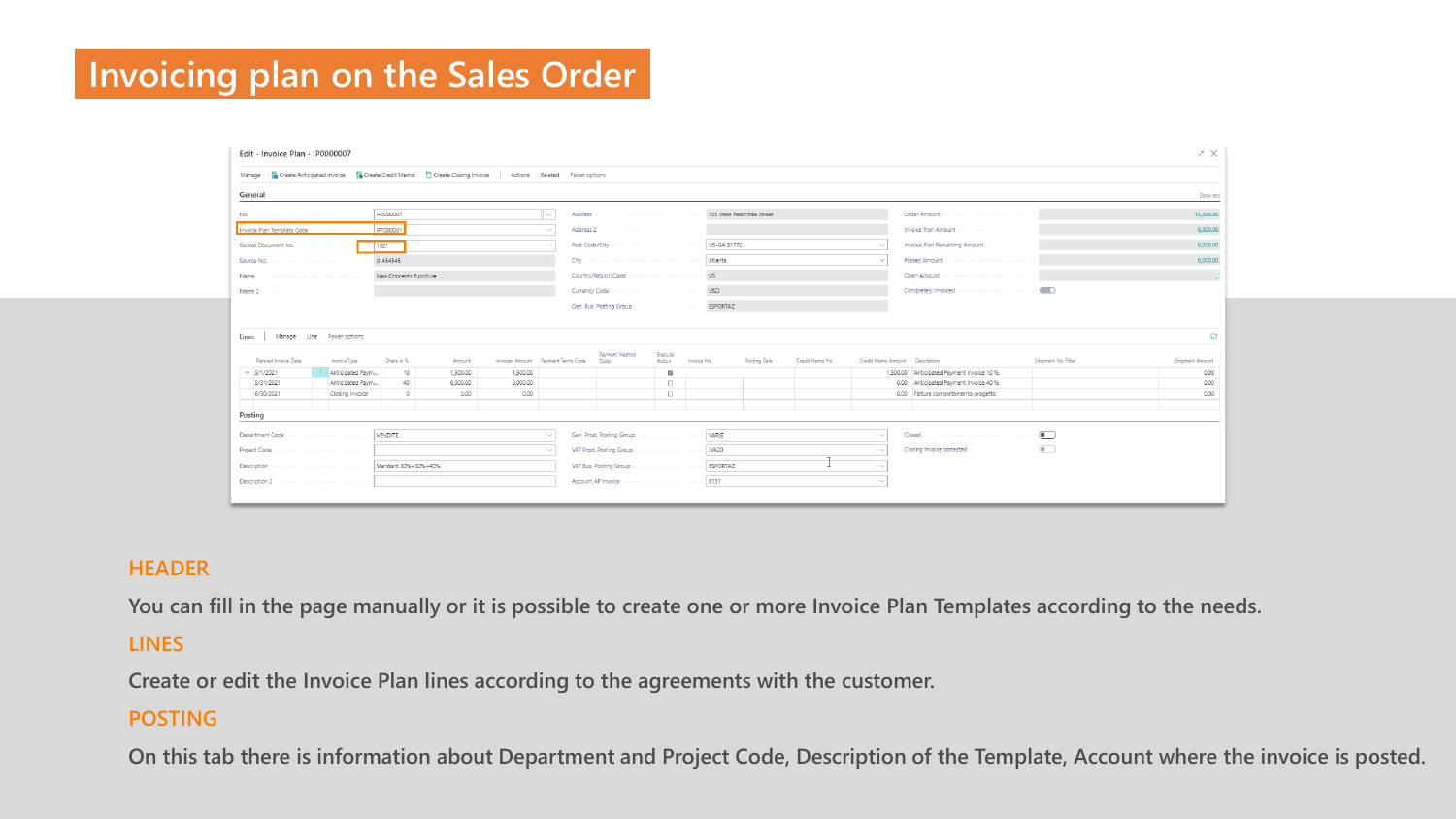# Invoicing plan on the Sales Order

Edit - Invoice Plan - IP0000007

Manage | Create Anticipated Invoice | Create Credit Memo | Create Closing Invoice | Actions | Related | Fewer options

**General**

| Field | Value | Field | Value | Field | Value |
|---|---|---|---|---|---|
| No. | IP0000007 | Address | 705 West Peachtree Street | Order Amount | 15,000.00 |
| Invoice Plan Template Code | IPT000001 | Address 2 | | Invoice Plan Amount | 6,000.00 |
| Source Document No. | 1021 | Post Code/City | US-GA 31772 | Invoice Plan Remaining Amount | 6,000.00 |
| Source No. | 01454545 | City | Atlanta | Posted Amount | 6,000.00 |
| Name | New Concepts Furniture | Country/Region Code | US | Open Amount | |
| Name 2 | | Currency Code | USD | Completely Invoiced | |
| | | Gen. Bus. Posting Group | ESPORTAZ | | |

**Lines**

| Planned Invoice Date | Invoice Type | Share in % | Amount | Invoiced Amount | Payment Terms Code | Payment Method Code | Execute Action | Invoice No. | Posting Date | Credit Memo No. | Credit Memo Amount | Description | Shipment No. Filter | Shipment Amount |
|---|---|---|---|---|---|---|---|---|---|---|---|---|---|---|
| 5/1/2021 | Anticipated Paym... | 10 | 1,500.00 | 1,500.00 | | | ☑ | | | | 1,500.00 | Anticipated Payment Invoice 10 % | | 0.00 |
| 5/31/2021 | Anticipated Paym... | 40 | 6,000.00 | 6,000.00 | | | ☐ | | | | 0.00 | Anticipated Payment Invoice 40 % | | 0.00 |
| 6/30/2021 | Closing Invoice | 0 | 0.00 | 0.00 | | | ☐ | | | | 0.00 | Fattura completamento progetto | | 0.00 |

**Posting**

| Field | Value | Field | Value | Field | Value |
|---|---|---|---|---|---|
| Department Code | VENDITE | Gen. Prod. Posting Group | VARIE | Closed | |
| Project Code | | VAT Prod. Posting Group | IVA20 | Closing Invoice corrected | |
| Description | Standard 30%+30%+40% | VAT Bus. Posting Group | ESPORTAZ | | |
| Description 2 | | Account AP Invoice | 6131 | | |

## HEADER

You can fill in the page manually or it is possible to create one or more Invoice Plan Templates according to the needs.

## LINES

Create or edit the Invoice Plan lines according to the agreements with the customer.

## POSTING

On this tab there is information about Department and Project Code, Description of the Template, Account where the invoice is posted.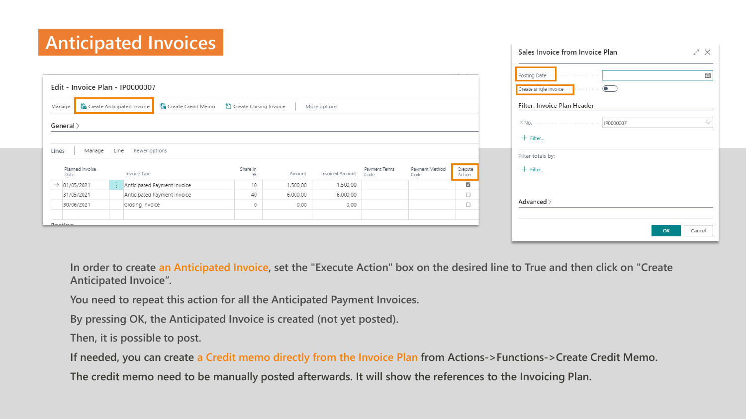# Anticipated Invoices

Edit - Invoice Plan - IP0000007

Manage | Create Anticipated Invoice | Create Credit Memo | Create Closing Invoice | More options

General >

Lines | Manage | Line | Fewer options

| Planned Invoice Date | Invoice Type | Share in % | Amount | Invoiced Amount | Payment Terms Code | Payment Method Code | Execute Action |
|---|---|---|---|---|---|---|---|
| 01/05/2021 | Anticipated Payment Invoice | 10 | 1.500,00 | 1.500,00 | | | ☑ |
| 31/05/2021 | Anticipated Payment Invoice | 40 | 6.000,00 | 6.000,00 | | | ☐ |
| 30/06/2021 | Closing Invoice | 0 | 0,00 | 0,00 | | | ☐ |

Sales Invoice from Invoice Plan

Posting Date

Create single invoice

Filter: Invoice Plan Header

No. IP0000007

+ Filter...

Filter totals by:

+ Filter...

Advanced >

OK | Cancel

In order to create an Anticipated Invoice, set the "Execute Action" box on the desired line to True and then click on "Create Anticipated Invoice".

You need to repeat this action for all the Anticipated Payment Invoices.

By pressing OK, the Anticipated Invoice is created (not yet posted).

Then, it is possible to post.

If needed, you can create a Credit memo directly from the Invoice Plan from Actions->Functions->Create Credit Memo.

The credit memo need to be manually posted afterwards. It will show the references to the Invoicing Plan.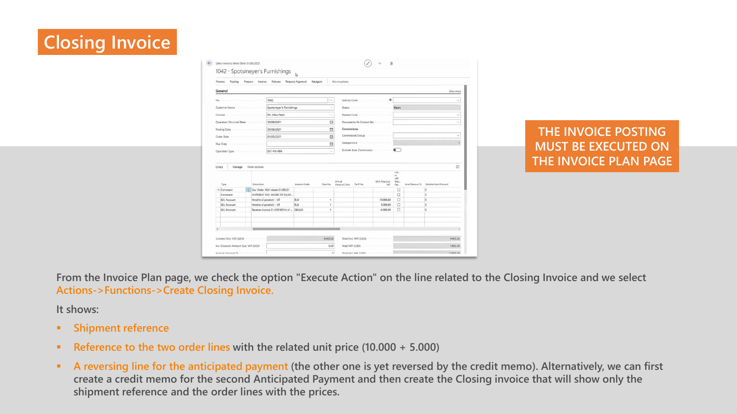# Closing Invoice

THE INVOICE POSTING MUST BE EXECUTED ON THE INVOICE PLAN PAGE

From the Invoice Plan page, we check the option "Execute Action" on the line related to the Closing Invoice and we select Actions->Functions->Create Closing Invoice.

It shows:

- Shipment reference
- Reference to the two order lines with the related unit price (10.000 + 5.000)
- A reversing line for the anticipated payment (the other one is yet reversed by the credit memo). Alternatively, we can first create a credit memo for the second Anticipated Payment and then create the Closing invoice that will show only the shipment reference and the order lines with the prices.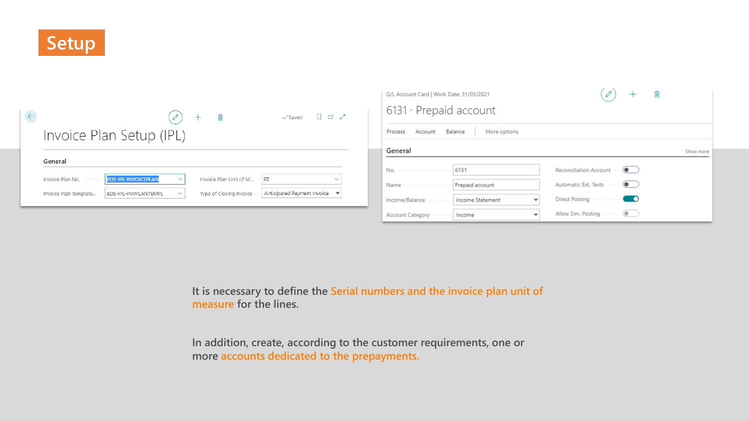# Setup

## Invoice Plan Setup (IPL)

**General**

| Field | Value | Field | Value |
| --- | --- | --- | --- |
| Invoice Plan No. | EOS-IPL-INVOICEPLAN | Invoice Plan Unit of M... | PZ |
| Invoice Plan Template... | EOS-IPL-INVPLANTEMPL | Type of Closing Invoice | Anticipated Payment Invoice |

G/L Account Card | Work Date: 31/03/2021

## 6131 · Prepaid account

Process | Account | Balance | More options

**General**

| Field | Value | Field | Value |
| --- | --- | --- | --- |
| No. | 6131 | Reconciliation Account | Off |
| Name | Prepaid account | Automatic Ext. Texts | Off |
| Income/Balance | Income Statement | Direct Posting | On |
| Account Category | Income | Allow Sim. Posting | Off |

It is necessary to define the Serial numbers and the invoice plan unit of measure for the lines.

In addition, create, according to the customer requirements, one or more accounts dedicated to the prepayments.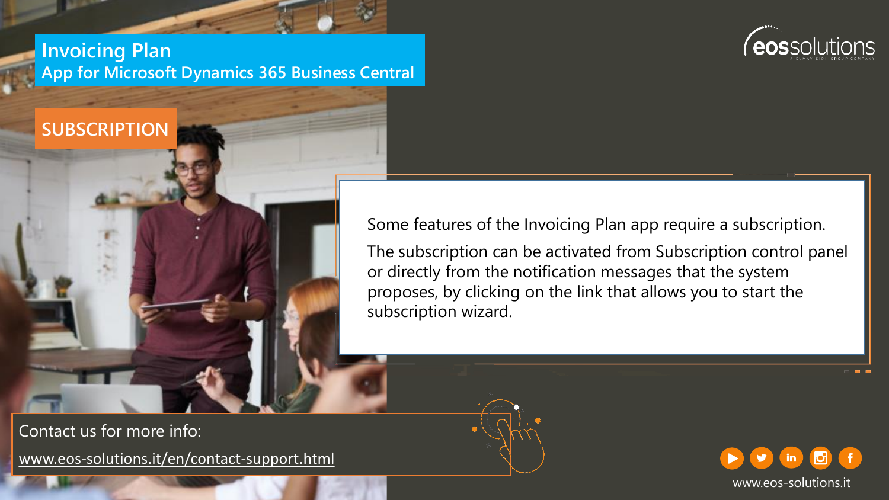# Invoicing Plan

## App for Microsoft Dynamics 365 Business Central

## SUBSCRIPTION

Some features of the Invoicing Plan app require a subscription.

The subscription can be activated from Subscription control panel or directly from the notification messages that the system proposes, by clicking on the link that allows you to start the subscription wizard.

Contact us for more info:

www.eos-solutions.it/en/contact-support.html

www.eos-solutions.it